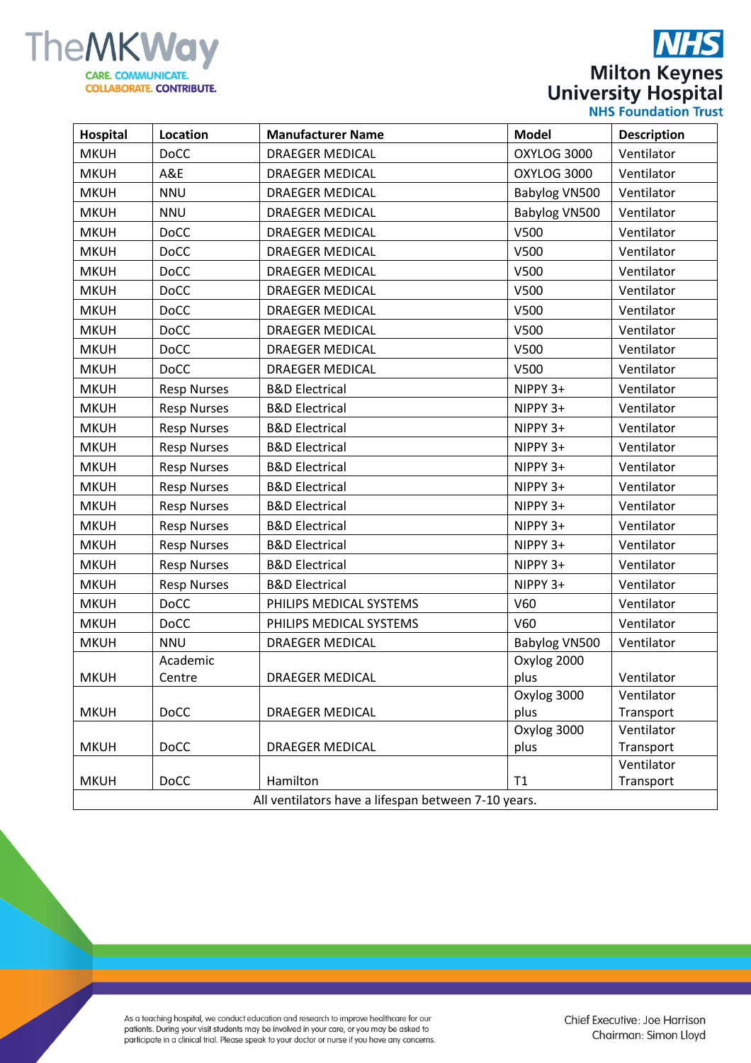| Hospital | Location | Manufacturer Name | Model | Description |
|---|---|---|---|---|
| MKUH | DoCC | DRAEGER MEDICAL | OXYLOG 3000 | Ventilator |
| MKUH | A&E | DRAEGER MEDICAL | OXYLOG 3000 | Ventilator |
| MKUH | NNU | DRAEGER MEDICAL | Babylog VN500 | Ventilator |
| MKUH | NNU | DRAEGER MEDICAL | Babylog VN500 | Ventilator |
| MKUH | DoCC | DRAEGER MEDICAL | V500 | Ventilator |
| MKUH | DoCC | DRAEGER MEDICAL | V500 | Ventilator |
| MKUH | DoCC | DRAEGER MEDICAL | V500 | Ventilator |
| MKUH | DoCC | DRAEGER MEDICAL | V500 | Ventilator |
| MKUH | DoCC | DRAEGER MEDICAL | V500 | Ventilator |
| MKUH | DoCC | DRAEGER MEDICAL | V500 | Ventilator |
| MKUH | DoCC | DRAEGER MEDICAL | V500 | Ventilator |
| MKUH | DoCC | DRAEGER MEDICAL | V500 | Ventilator |
| MKUH | Resp Nurses | B&D Electrical | NIPPY 3+ | Ventilator |
| MKUH | Resp Nurses | B&D Electrical | NIPPY 3+ | Ventilator |
| MKUH | Resp Nurses | B&D Electrical | NIPPY 3+ | Ventilator |
| MKUH | Resp Nurses | B&D Electrical | NIPPY 3+ | Ventilator |
| MKUH | Resp Nurses | B&D Electrical | NIPPY 3+ | Ventilator |
| MKUH | Resp Nurses | B&D Electrical | NIPPY 3+ | Ventilator |
| MKUH | Resp Nurses | B&D Electrical | NIPPY 3+ | Ventilator |
| MKUH | Resp Nurses | B&D Electrical | NIPPY 3+ | Ventilator |
| MKUH | Resp Nurses | B&D Electrical | NIPPY 3+ | Ventilator |
| MKUH | Resp Nurses | B&D Electrical | NIPPY 3+ | Ventilator |
| MKUH | Resp Nurses | B&D Electrical | NIPPY 3+ | Ventilator |
| MKUH | DoCC | PHILIPS MEDICAL SYSTEMS | V60 | Ventilator |
| MKUH | DoCC | PHILIPS MEDICAL SYSTEMS | V60 | Ventilator |
| MKUH | NNU | DRAEGER MEDICAL | Babylog VN500 | Ventilator |
| MKUH | Academic Centre | DRAEGER MEDICAL | Oxylog 2000 plus | Ventilator |
| MKUH | DoCC | DRAEGER MEDICAL | Oxylog 3000 plus | Ventilator Transport |
| MKUH | DoCC | DRAEGER MEDICAL | Oxylog 3000 plus | Ventilator Transport |
| MKUH | DoCC | Hamilton | T1 | Ventilator Transport |
| All ventilators have a lifespan between 7-10 years. | | | | |